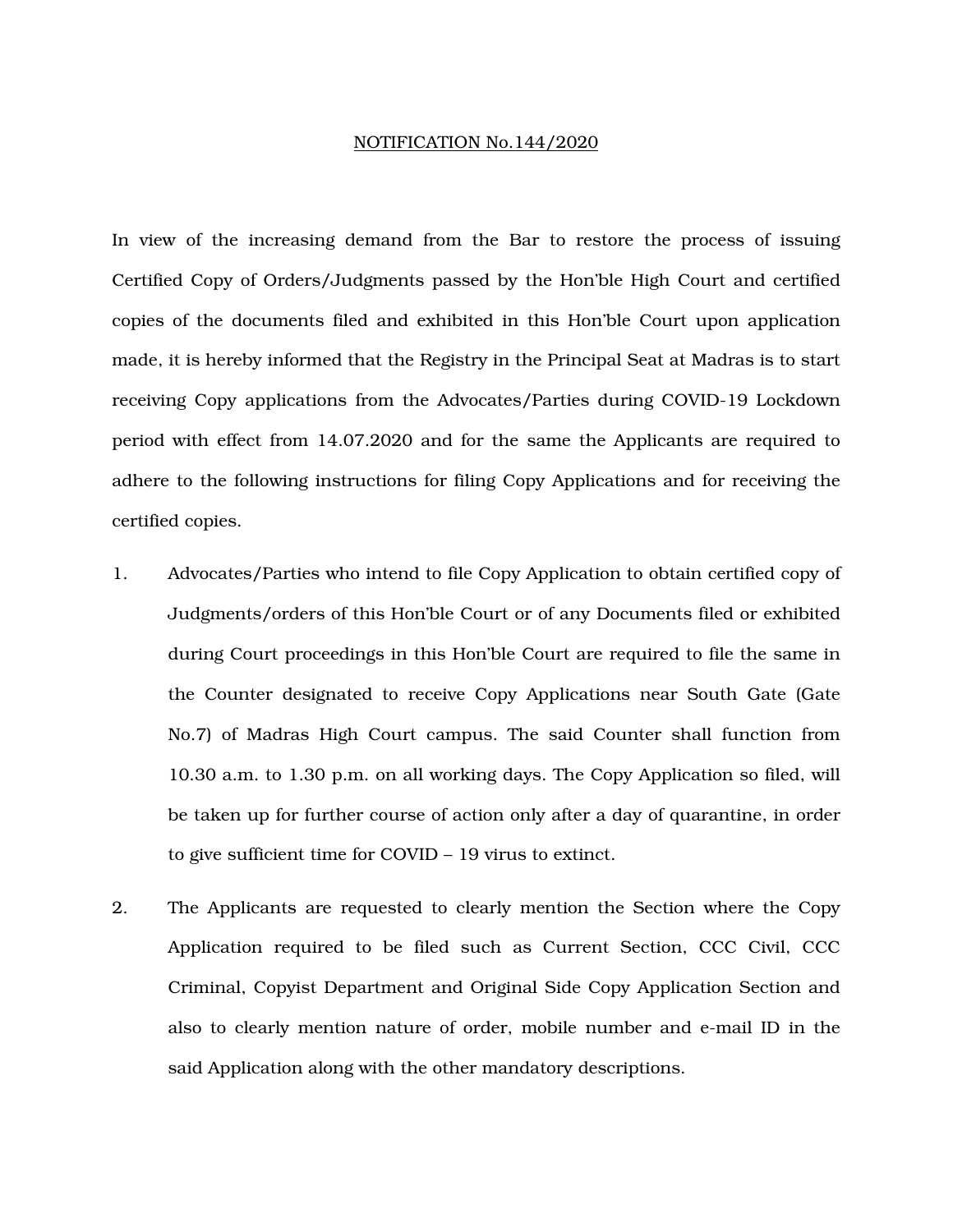<u>NOTIFICATION No.144/2020</u>

In view of the increasing demand from the Bar to restore the process of issuing Certified Copy of Orders/Judgments passed by the Hon'ble High Court and certified copies of the documents filed and exhibited in this Hon'ble Court upon application made, it is hereby informed that the Registry in the Principal Seat at Madras is to start receiving Copy applications from the Advocates/Parties during COVID-19 Lockdown period with effect from 14.07.2020 and for the same the Applicants are required to adhere to the following instructions for filing Copy Applications and for receiving the certified copies.

1. Advocates/Parties who intend to file Copy Application to obtain certified copy of Judgments/orders of this Hon'ble Court or of any Documents filed or exhibited during Court proceedings in this Hon'ble Court are required to file the same in the Counter designated to receive Copy Applications near South Gate (Gate No.7) of Madras High Court campus. The said Counter shall function from 10.30 a.m. to 1.30 p.m. on all working days. The Copy Application so filed, will be taken up for further course of action only after a day of quarantine, in order to give sufficient time for COVID – 19 virus to extinct.

2. The Applicants are requested to clearly mention the Section where the Copy Application required to be filed such as Current Section, CCC Civil, CCC Criminal, Copyist Department and Original Side Copy Application Section and also to clearly mention nature of order, mobile number and e-mail ID in the said Application along with the other mandatory descriptions.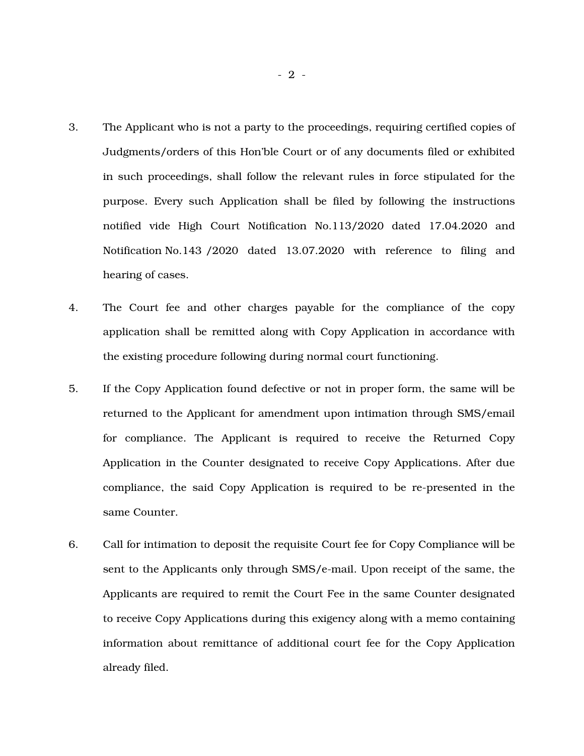3. The Applicant who is not a party to the proceedings, requiring certified copies of Judgments/orders of this Hon'ble Court or of any documents filed or exhibited in such proceedings, shall follow the relevant rules in force stipulated for the purpose. Every such Application shall be filed by following the instructions notified vide High Court Notification No.113/2020 dated 17.04.2020 and Notification No.143 /2020 dated 13.07.2020 with reference to filing and hearing of cases.

4. The Court fee and other charges payable for the compliance of the copy application shall be remitted along with Copy Application in accordance with the existing procedure following during normal court functioning.

5. If the Copy Application found defective or not in proper form, the same will be returned to the Applicant for amendment upon intimation through SMS/email for compliance. The Applicant is required to receive the Returned Copy Application in the Counter designated to receive Copy Applications. After due compliance, the said Copy Application is required to be re-presented in the same Counter.

6. Call for intimation to deposit the requisite Court fee for Copy Compliance will be sent to the Applicants only through SMS/e-mail. Upon receipt of the same, the Applicants are required to remit the Court Fee in the same Counter designated to receive Copy Applications during this exigency along with a memo containing information about remittance of additional court fee for the Copy Application already filed.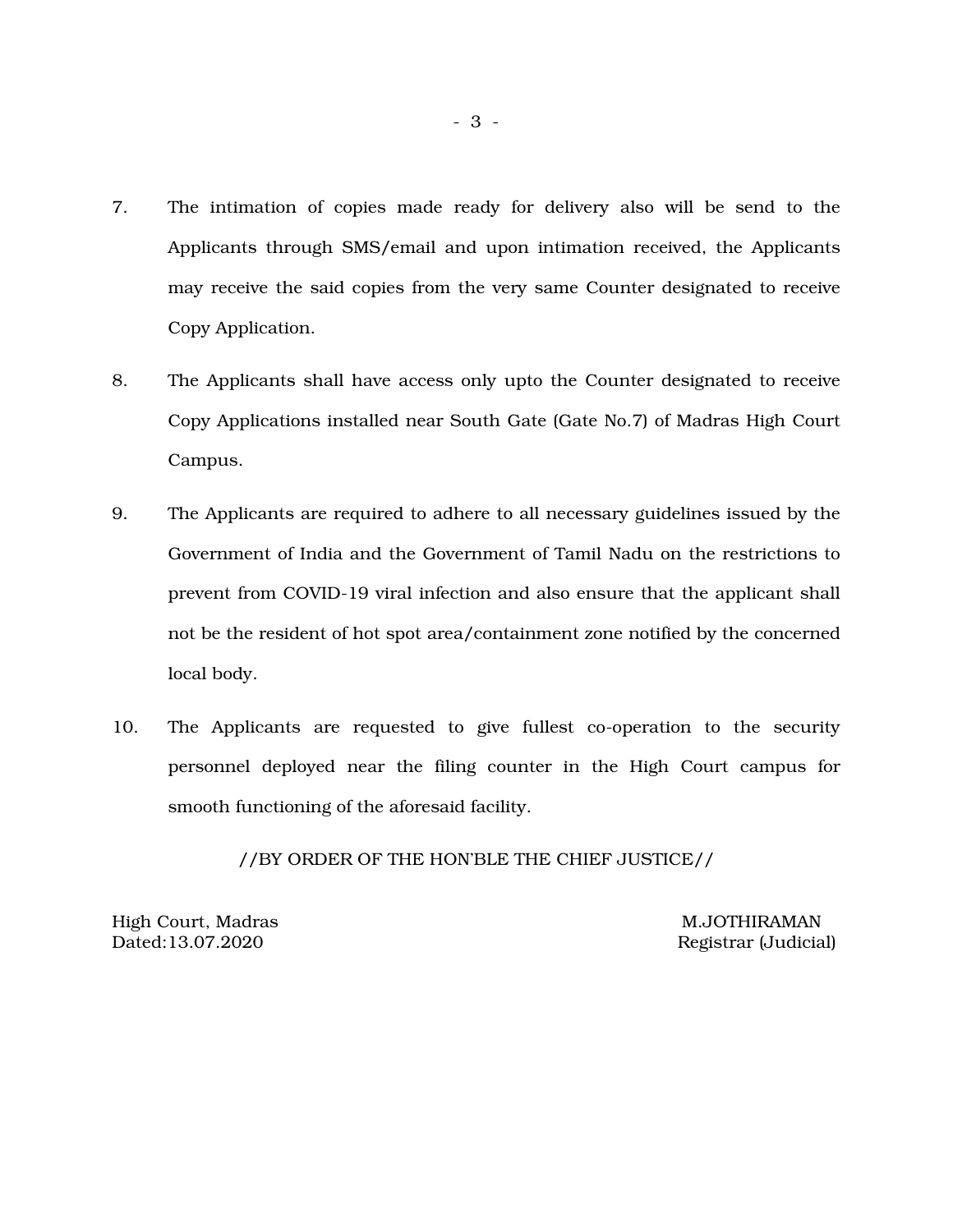7. The intimation of copies made ready for delivery also will be send to the Applicants through SMS/email and upon intimation received, the Applicants may receive the said copies from the very same Counter designated to receive Copy Application.

8. The Applicants shall have access only upto the Counter designated to receive Copy Applications installed near South Gate (Gate No.7) of Madras High Court Campus.

9. The Applicants are required to adhere to all necessary guidelines issued by the Government of India and the Government of Tamil Nadu on the restrictions to prevent from COVID-19 viral infection and also ensure that the applicant shall not be the resident of hot spot area/containment zone notified by the concerned local body.

10. The Applicants are requested to give fullest co-operation to the security personnel deployed near the filing counter in the High Court campus for smooth functioning of the aforesaid facility.

//BY ORDER OF THE HON'BLE THE CHIEF JUSTICE//

High Court, Madras
Dated:13.07.2020

M.JOTHIRAMAN
Registrar (Judicial)